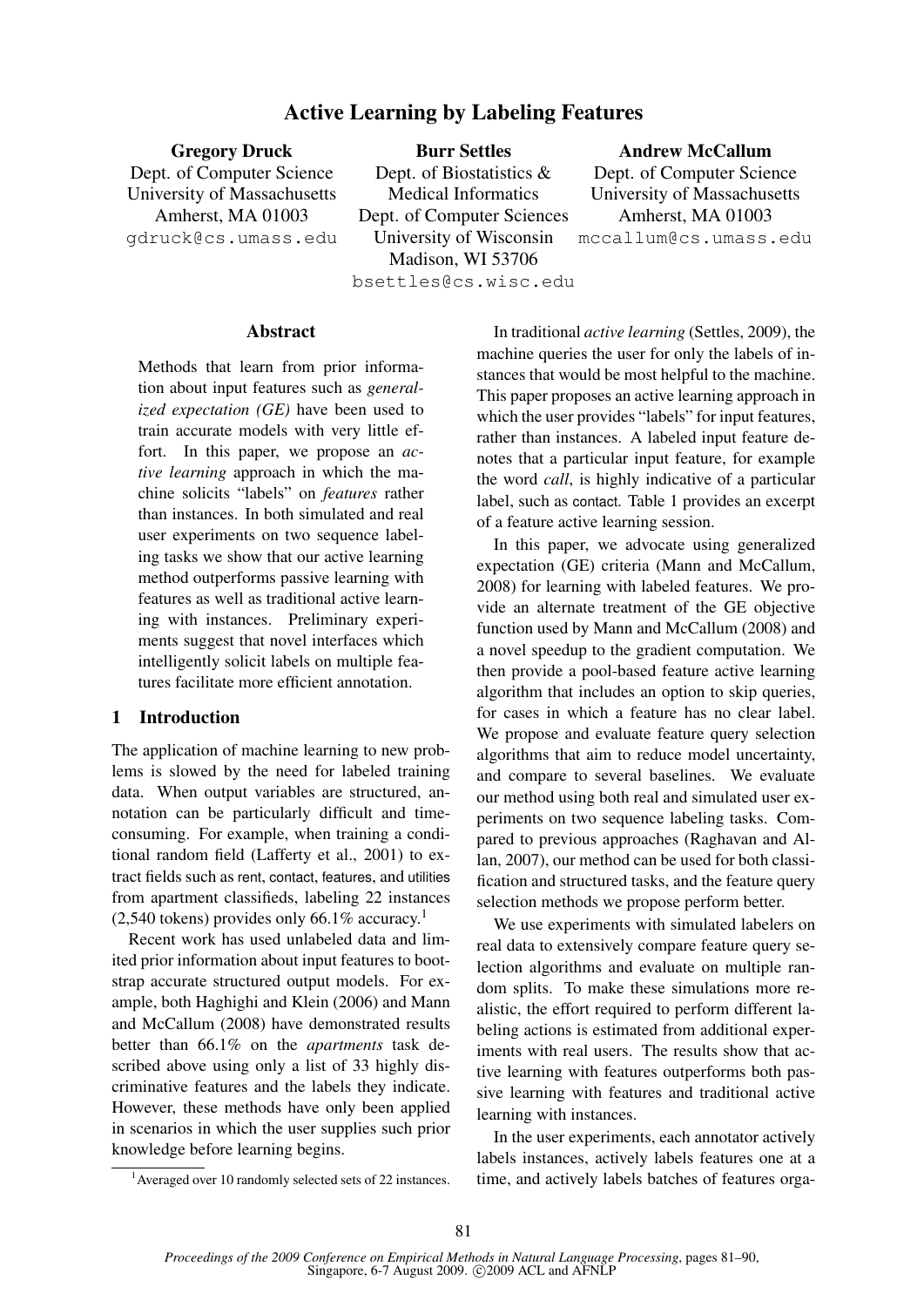# Active Learning by Labeling Features

**Gregory Druck**
Dept. of Computer Science
University of Massachusetts
Amherst, MA 01003
gdruck@cs.umass.edu

**Burr Settles**
Dept. of Biostatistics & Medical Informatics
Dept. of Computer Sciences
University of Wisconsin
Madison, WI 53706
bsettles@cs.wisc.edu

**Andrew McCallum**
Dept. of Computer Science
University of Massachusetts
Amherst, MA 01003
mccallum@cs.umass.edu

## Abstract

Methods that learn from prior information about input features such as *generalized expectation (GE)* have been used to train accurate models with very little effort. In this paper, we propose an *active learning* approach in which the machine solicits "labels" on *features* rather than instances. In both simulated and real user experiments on two sequence labeling tasks we show that our active learning method outperforms passive learning with features as well as traditional active learning with instances. Preliminary experiments suggest that novel interfaces which intelligently solicit labels on multiple features facilitate more efficient annotation.

## 1 Introduction

The application of machine learning to new problems is slowed by the need for labeled training data. When output variables are structured, annotation can be particularly difficult and time-consuming. For example, when training a conditional random field (Lafferty et al., 2001) to extract fields such as rent, contact, features, and utilities from apartment classifieds, labeling 22 instances (2,540 tokens) provides only 66.1% accuracy.[1]

Recent work has used unlabeled data and limited prior information about input features to bootstrap accurate structured output models. For example, both Haghighi and Klein (2006) and Mann and McCallum (2008) have demonstrated results better than 66.1% on the *apartments* task described above using only a list of 33 highly discriminative features and the labels they indicate. However, these methods have only been applied in scenarios in which the user supplies such prior knowledge before learning begins.

In traditional *active learning* (Settles, 2009), the machine queries the user for only the labels of instances that would be most helpful to the machine. This paper proposes an active learning approach in which the user provides "labels" for input features, rather than instances. A labeled input feature denotes that a particular input feature, for example the word *call*, is highly indicative of a particular label, such as contact. Table 1 provides an excerpt of a feature active learning session.

In this paper, we advocate using generalized expectation (GE) criteria (Mann and McCallum, 2008) for learning with labeled features. We provide an alternate treatment of the GE objective function used by Mann and McCallum (2008) and a novel speedup to the gradient computation. We then provide a pool-based feature active learning algorithm that includes an option to skip queries, for cases in which a feature has no clear label. We propose and evaluate feature query selection algorithms that aim to reduce model uncertainty, and compare to several baselines. We evaluate our method using both real and simulated user experiments on two sequence labeling tasks. Compared to previous approaches (Raghavan and Allan, 2007), our method can be used for both classification and structured tasks, and the feature query selection methods we propose perform better.

We use experiments with simulated labelers on real data to extensively compare feature query selection algorithms and evaluate on multiple random splits. To make these simulations more realistic, the effort required to perform different labeling actions is estimated from additional experiments with real users. The results show that active learning with features outperforms both passive learning with features and traditional active learning with instances.

In the user experiments, each annotator actively labels instances, actively labels features one at a time, and actively labels batches of features orga-

[1] Averaged over 10 randomly selected sets of 22 instances.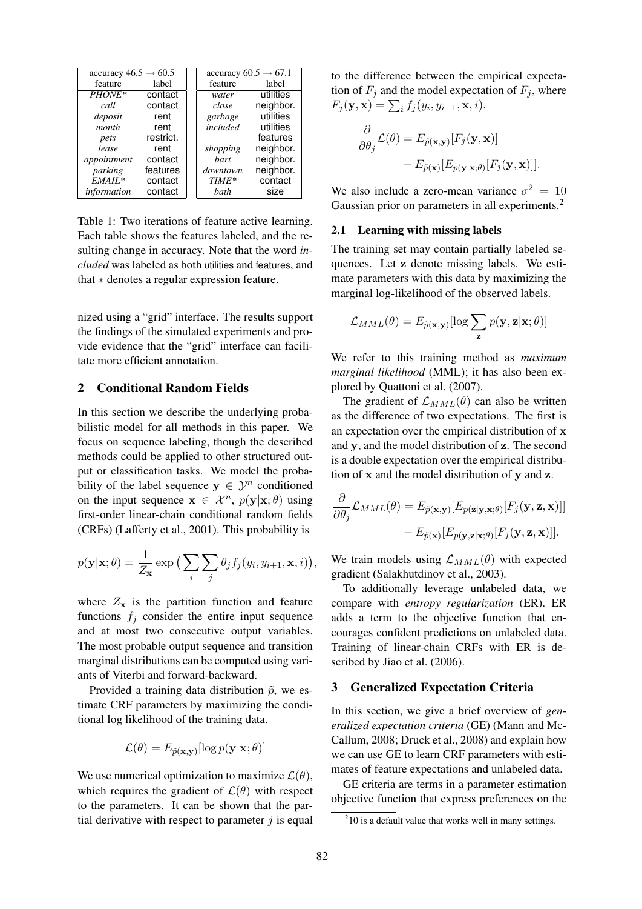| accuracy 46.5 → 60.5 | |
|---|---|
| feature | label |
| *PHONE** | contact |
| *call* | contact |
| *deposit* | rent |
| *month* | rent |
| *pets* | restrict. |
| *lease* | rent |
| *appointment* | contact |
| *parking* | features |
| *EMAIL** | contact |
| *information* | contact |

| accuracy 60.5 → 67.1 | |
|---|---|
| feature | label |
| *water* | utilities |
| *close* | neighbor. |
| *garbage* | utilities |
| *included* | utilities |
| | features |
| *shopping* | neighbor. |
| *bart* | neighbor. |
| *downtown* | neighbor. |
| *TIME** | contact |
| *bath* | size |

Table 1: Two iterations of feature active learning. Each table shows the features labeled, and the resulting change in accuracy. Note that the word *included* was labeled as both utilities and features, and that ∗ denotes a regular expression feature.

nized using a "grid" interface. The results support the findings of the simulated experiments and provide evidence that the "grid" interface can facilitate more efficient annotation.

## 2 Conditional Random Fields

In this section we describe the underlying probabilistic model for all methods in this paper. We focus on sequence labeling, though the described methods could be applied to other structured output or classification tasks. We model the probability of the label sequence $\mathbf{y} \in \mathcal{Y}^n$ conditioned on the input sequence $\mathbf{x} \in \mathcal{X}^n$, $p(\mathbf{y}|\mathbf{x};\theta)$ using first-order linear-chain conditional random fields (CRFs) (Lafferty et al., 2001). This probability is

$$p(\mathbf{y}|\mathbf{x};\theta) = \frac{1}{Z_{\mathbf{x}}} \exp\big(\sum_i \sum_j \theta_j f_j(y_i, y_{i+1}, \mathbf{x}, i)\big),$$

where $Z_{\mathbf{x}}$ is the partition function and feature functions $f_j$ consider the entire input sequence and at most two consecutive output variables. The most probable output sequence and transition marginal distributions can be computed using variants of Viterbi and forward-backward.

Provided a training data distribution $\tilde{p}$, we estimate CRF parameters by maximizing the conditional log likelihood of the training data.

$$\mathcal{L}(\theta) = E_{\tilde{p}(\mathbf{x},\mathbf{y})}[\log p(\mathbf{y}|\mathbf{x};\theta)]$$

We use numerical optimization to maximize $\mathcal{L}(\theta)$, which requires the gradient of $\mathcal{L}(\theta)$ with respect to the parameters. It can be shown that the partial derivative with respect to parameter $j$ is equal to the difference between the empirical expectation of $F_j$ and the model expectation of $F_j$, where $F_j(\mathbf{y},\mathbf{x}) = \sum_i f_j(y_i, y_{i+1}, \mathbf{x}, i)$.

$$\frac{\partial}{\partial \theta_j}\mathcal{L}(\theta) = E_{\tilde{p}(\mathbf{x},\mathbf{y})}[F_j(\mathbf{y},\mathbf{x})] - E_{\tilde{p}(\mathbf{x})}[E_{p(\mathbf{y}|\mathbf{x};\theta)}[F_j(\mathbf{y},\mathbf{x})]].$$

We also include a zero-mean variance $\sigma^2 = 10$ Gaussian prior on parameters in all experiments.[2]

### 2.1 Learning with missing labels

The training set may contain partially labeled sequences. Let $\mathbf{z}$ denote missing labels. We estimate parameters with this data by maximizing the marginal log-likelihood of the observed labels.

$$\mathcal{L}_{MML}(\theta) = E_{\tilde{p}(\mathbf{x},\mathbf{y})}[\log \sum_{\mathbf{z}} p(\mathbf{y},\mathbf{z}|\mathbf{x};\theta)]$$

We refer to this training method as *maximum marginal likelihood* (MML); it has also been explored by Quattoni et al. (2007).

The gradient of $\mathcal{L}_{MML}(\theta)$ can also be written as the difference of two expectations. The first is an expectation over the empirical distribution of $\mathbf{x}$ and $\mathbf{y}$, and the model distribution of $\mathbf{z}$. The second is a double expectation over the empirical distribution of $\mathbf{x}$ and the model distribution of $\mathbf{y}$ and $\mathbf{z}$.

$$\frac{\partial}{\partial \theta_j}\mathcal{L}_{MML}(\theta) = E_{\tilde{p}(\mathbf{x},\mathbf{y})}[E_{p(\mathbf{z}|\mathbf{y},\mathbf{x};\theta)}[F_j(\mathbf{y},\mathbf{z},\mathbf{x})]] - E_{\tilde{p}(\mathbf{x})}[E_{p(\mathbf{y},\mathbf{z}|\mathbf{x};\theta)}[F_j(\mathbf{y},\mathbf{z},\mathbf{x})]].$$

We train models using $\mathcal{L}_{MML}(\theta)$ with expected gradient (Salakhutdinov et al., 2003).

To additionally leverage unlabeled data, we compare with *entropy regularization* (ER). ER adds a term to the objective function that encourages confident predictions on unlabeled data. Training of linear-chain CRFs with ER is described by Jiao et al. (2006).

## 3 Generalized Expectation Criteria

In this section, we give a brief overview of *generalized expectation criteria* (GE) (Mann and McCallum, 2008; Druck et al., 2008) and explain how we can use GE to learn CRF parameters with estimates of feature expectations and unlabeled data.

GE criteria are terms in a parameter estimation objective function that express preferences on the

[2] 10 is a default value that works well in many settings.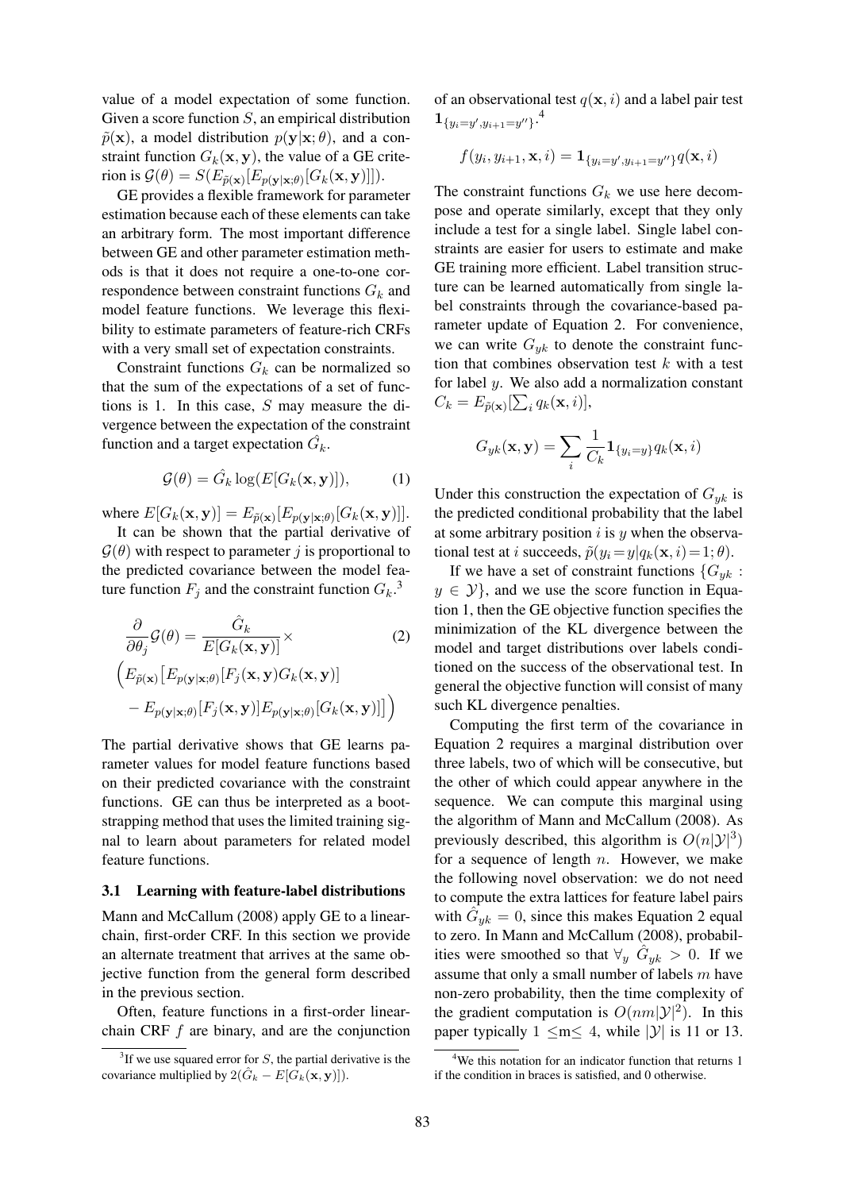value of a model expectation of some function. Given a score function $S$, an empirical distribution $\tilde{p}(\mathbf{x})$, a model distribution $p(\mathbf{y}|\mathbf{x};\theta)$, and a constraint function $G_k(\mathbf{x},\mathbf{y})$, the value of a GE criterion is $\mathcal{G}(\theta) = S(E_{\tilde{p}(\mathbf{x})}[E_{p(\mathbf{y}|\mathbf{x};\theta)}[G_k(\mathbf{x},\mathbf{y})]])$.

GE provides a flexible framework for parameter estimation because each of these elements can take an arbitrary form. The most important difference between GE and other parameter estimation methods is that it does not require a one-to-one correspondence between constraint functions $G_k$ and model feature functions. We leverage this flexibility to estimate parameters of feature-rich CRFs with a very small set of expectation constraints.

Constraint functions $G_k$ can be normalized so that the sum of the expectations of a set of functions is 1. In this case, $S$ may measure the divergence between the expectation of the constraint function and a target expectation $\hat{G}_k$.

$$\mathcal{G}(\theta) = \hat{G}_k \log(E[G_k(\mathbf{x},\mathbf{y})]), \tag{1}$$

where $E[G_k(\mathbf{x},\mathbf{y})] = E_{\tilde{p}(\mathbf{x})}[E_{p(\mathbf{y}|\mathbf{x};\theta)}[G_k(\mathbf{x},\mathbf{y})]]$.

It can be shown that the partial derivative of $\mathcal{G}(\theta)$ with respect to parameter $j$ is proportional to the predicted covariance between the model feature function $F_j$ and the constraint function $G_k$.[3]

$$\begin{aligned}\frac{\partial}{\partial\theta_j}\mathcal{G}(\theta) = \frac{\hat{G}_k}{E[G_k(\mathbf{x},\mathbf{y})]}\times \qquad (2)\\ \Big(E_{\tilde{p}(\mathbf{x})}\big[E_{p(\mathbf{y}|\mathbf{x};\theta)}[F_j(\mathbf{x},\mathbf{y})G_k(\mathbf{x},\mathbf{y})]\\ - E_{p(\mathbf{y}|\mathbf{x};\theta)}[F_j(\mathbf{x},\mathbf{y})]E_{p(\mathbf{y}|\mathbf{x};\theta)}[G_k(\mathbf{x},\mathbf{y})]\big]\Big)\end{aligned}$$

The partial derivative shows that GE learns parameter values for model feature functions based on their predicted covariance with the constraint functions. GE can thus be interpreted as a bootstrapping method that uses the limited training signal to learn about parameters for related model feature functions.

### 3.1 Learning with feature-label distributions

Mann and McCallum (2008) apply GE to a linear-chain, first-order CRF. In this section we provide an alternate treatment that arrives at the same objective function from the general form described in the previous section.

Often, feature functions in a first-order linear-chain CRF $f$ are binary, and are the conjunction of an observational test $q(\mathbf{x}, i)$ and a label pair test $\mathbf{1}_{\{y_i=y', y_{i+1}=y''\}}$.[4]

$$f(y_i, y_{i+1}, \mathbf{x}, i) = \mathbf{1}_{\{y_i=y', y_{i+1}=y''\}} q(\mathbf{x}, i)$$

The constraint functions $G_k$ we use here decompose and operate similarly, except that they only include a test for a single label. Single label constraints are easier for users to estimate and make GE training more efficient. Label transition structure can be learned automatically from single label constraints through the covariance-based parameter update of Equation 2. For convenience, we can write $G_{yk}$ to denote the constraint function that combines observation test $k$ with a test for label $y$. We also add a normalization constant $C_k = E_{\tilde{p}(\mathbf{x})}[\sum_i q_k(\mathbf{x}, i)]$,

$$G_{yk}(\mathbf{x},\mathbf{y}) = \sum_i \frac{1}{C_k}\mathbf{1}_{\{y_i=y\}} q_k(\mathbf{x}, i)$$

Under this construction the expectation of $G_{yk}$ is the predicted conditional probability that the label at some arbitrary position $i$ is $y$ when the observational test at $i$ succeeds, $\tilde{p}(y_i{=}y|q_k(\mathbf{x},i){=}1;\theta)$.

If we have a set of constraint functions $\{G_{yk} : y \in \mathcal{Y}\}$, and we use the score function in Equation 1, then the GE objective function specifies the minimization of the KL divergence between the model and target distributions over labels conditioned on the success of the observational test. In general the objective function will consist of many such KL divergence penalties.

Computing the first term of the covariance in Equation 2 requires a marginal distribution over three labels, two of which will be consecutive, but the other of which could appear anywhere in the sequence. We can compute this marginal using the algorithm of Mann and McCallum (2008). As previously described, this algorithm is $O(n|\mathcal{Y}|^3)$ for a sequence of length $n$. However, we make the following novel observation: we do not need to compute the extra lattices for feature label pairs with $\hat{G}_{yk} = 0$, since this makes Equation 2 equal to zero. In Mann and McCallum (2008), probabilities were smoothed so that $\forall_y\ \hat{G}_{yk} > 0$. If we assume that only a small number of labels $m$ have non-zero probability, then the time complexity of the gradient computation is $O(nm|\mathcal{Y}|^2)$. In this paper typically $1 \leq$m$\leq 4$, while $|\mathcal{Y}|$ is 11 or 13.

[3] If we use squared error for $S$, the partial derivative is the covariance multiplied by $2(\hat{G}_k - E[G_k(\mathbf{x},\mathbf{y})])$.

[4] We this notation for an indicator function that returns 1 if the condition in braces is satisfied, and 0 otherwise.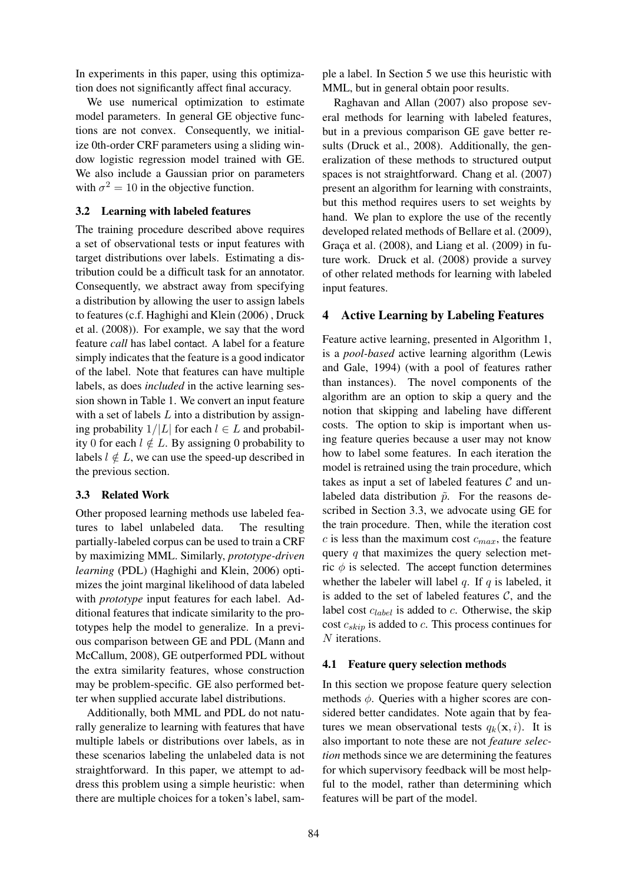In experiments in this paper, using this optimization does not significantly affect final accuracy.

We use numerical optimization to estimate model parameters. In general GE objective functions are not convex. Consequently, we initialize 0th-order CRF parameters using a sliding window logistic regression model trained with GE. We also include a Gaussian prior on parameters with $\sigma^2 = 10$ in the objective function.

### 3.2 Learning with labeled features

The training procedure described above requires a set of observational tests or input features with target distributions over labels. Estimating a distribution could be a difficult task for an annotator. Consequently, we abstract away from specifying a distribution by allowing the user to assign labels to features (c.f. Haghighi and Klein (2006) , Druck et al. (2008)). For example, we say that the word feature *call* has label contact. A label for a feature simply indicates that the feature is a good indicator of the label. Note that features can have multiple labels, as does *included* in the active learning session shown in Table 1. We convert an input feature with a set of labels $L$ into a distribution by assigning probability $1/|L|$ for each $l \in L$ and probability 0 for each $l \notin L$. By assigning 0 probability to labels $l \notin L$, we can use the speed-up described in the previous section.

### 3.3 Related Work

Other proposed learning methods use labeled features to label unlabeled data. The resulting partially-labeled corpus can be used to train a CRF by maximizing MML. Similarly, *prototype-driven learning* (PDL) (Haghighi and Klein, 2006) optimizes the joint marginal likelihood of data labeled with *prototype* input features for each label. Additional features that indicate similarity to the prototypes help the model to generalize. In a previous comparison between GE and PDL (Mann and McCallum, 2008), GE outperformed PDL without the extra similarity features, whose construction may be problem-specific. GE also performed better when supplied accurate label distributions.

Additionally, both MML and PDL do not naturally generalize to learning with features that have multiple labels or distributions over labels, as in these scenarios labeling the unlabeled data is not straightforward. In this paper, we attempt to address this problem using a simple heuristic: when there are multiple choices for a token's label, sample a label. In Section 5 we use this heuristic with MML, but in general obtain poor results.

Raghavan and Allan (2007) also propose several methods for learning with labeled features, but in a previous comparison GE gave better results (Druck et al., 2008). Additionally, the generalization of these methods to structured output spaces is not straightforward. Chang et al. (2007) present an algorithm for learning with constraints, but this method requires users to set weights by hand. We plan to explore the use of the recently developed related methods of Bellare et al. (2009), Graça et al. (2008), and Liang et al. (2009) in future work. Druck et al. (2008) provide a survey of other related methods for learning with labeled input features.

## 4 Active Learning by Labeling Features

Feature active learning, presented in Algorithm 1, is a *pool-based* active learning algorithm (Lewis and Gale, 1994) (with a pool of features rather than instances). The novel components of the algorithm are an option to skip a query and the notion that skipping and labeling have different costs. The option to skip is important when using feature queries because a user may not know how to label some features. In each iteration the model is retrained using the train procedure, which takes as input a set of labeled features $\mathcal{C}$ and unlabeled data distribution $\tilde{p}$. For the reasons described in Section 3.3, we advocate using GE for the train procedure. Then, while the iteration cost $c$ is less than the maximum cost $c_{max}$, the feature query $q$ that maximizes the query selection metric $\phi$ is selected. The accept function determines whether the labeler will label $q$. If $q$ is labeled, it is added to the set of labeled features $\mathcal{C}$, and the label cost $c_{label}$ is added to $c$. Otherwise, the skip cost $c_{skip}$ is added to $c$. This process continues for $N$ iterations.

### 4.1 Feature query selection methods

In this section we propose feature query selection methods $\phi$. Queries with a higher scores are considered better candidates. Note again that by features we mean observational tests $q_k(\mathbf{x}, i)$. It is also important to note these are not *feature selection* methods since we are determining the features for which supervisory feedback will be most helpful to the model, rather than determining which features will be part of the model.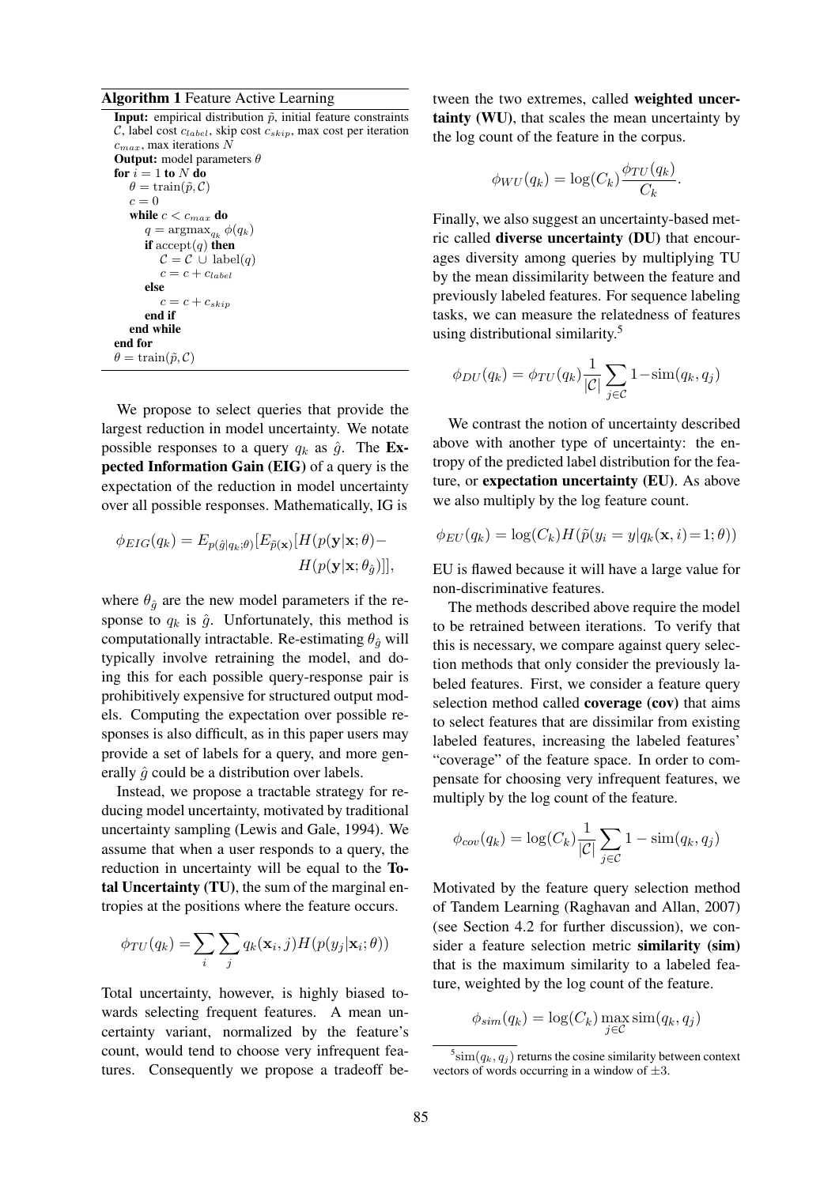**Algorithm 1** Feature Active Learning

```
Input: empirical distribution p̃, initial feature constraints
C, label cost c_label, skip cost c_skip, max cost per iteration
c_max, max iterations N
Output: model parameters θ
for i = 1 to N do
    θ = train(p̃, C)
    c = 0
    while c < c_max do
        q = argmax_{q_k} φ(q_k)
        if accept(q) then
            C = C ∪ label(q)
            c = c + c_label
        else
            c = c + c_skip
        end if
    end while
end for
θ = train(p̃, C)
```

We propose to select queries that provide the largest reduction in model uncertainty. We notate possible responses to a query $q_k$ as $\hat{g}$. The **Expected Information Gain (EIG)** of a query is the expectation of the reduction in model uncertainty over all possible responses. Mathematically, IG is

$$\phi_{EIG}(q_k) = E_{p(\hat{g}|q_k;\theta)}[E_{\tilde{p}(\mathbf{x})}[H(p(\mathbf{y}|\mathbf{x};\theta) - H(p(\mathbf{y}|\mathbf{x};\theta_{\hat{g}})]],$$

where $\theta_{\hat{g}}$ are the new model parameters if the response to $q_k$ is $\hat{g}$. Unfortunately, this method is computationally intractable. Re-estimating $\theta_{\hat{g}}$ will typically involve retraining the model, and doing this for each possible query-response pair is prohibitively expensive for structured output models. Computing the expectation over possible responses is also difficult, as in this paper users may provide a set of labels for a query, and more generally $\hat{g}$ could be a distribution over labels.

Instead, we propose a tractable strategy for reducing model uncertainty, motivated by traditional uncertainty sampling (Lewis and Gale, 1994). We assume that when a user responds to a query, the reduction in uncertainty will be equal to the **Total Uncertainty (TU)**, the sum of the marginal entropies at the positions where the feature occurs.

$$\phi_{TU}(q_k) = \sum_i \sum_j q_k(\mathbf{x}_i, j) H(p(y_j|\mathbf{x}_i;\theta))$$

Total uncertainty, however, is highly biased towards selecting frequent features. A mean uncertainty variant, normalized by the feature's count, would tend to choose very infrequent features. Consequently we propose a tradeoff between the two extremes, called **weighted uncertainty (WU)**, that scales the mean uncertainty by the log count of the feature in the corpus.

$$\phi_{WU}(q_k) = \log(C_k) \frac{\phi_{TU}(q_k)}{C_k}.$$

Finally, we also suggest an uncertainty-based metric called **diverse uncertainty (DU)** that encourages diversity among queries by multiplying TU by the mean dissimilarity between the feature and previously labeled features. For sequence labeling tasks, we can measure the relatedness of features using distributional similarity.[5]

$$\phi_{DU}(q_k) = \phi_{TU}(q_k) \frac{1}{|\mathcal{C}|} \sum_{j \in \mathcal{C}} 1 - \text{sim}(q_k, q_j)$$

We contrast the notion of uncertainty described above with another type of uncertainty: the entropy of the predicted label distribution for the feature, or **expectation uncertainty (EU)**. As above we also multiply by the log feature count.

$$\phi_{EU}(q_k) = \log(C_k) H(\tilde{p}(y_i = y | q_k(\mathbf{x}, i) = 1; \theta))$$

EU is flawed because it will have a large value for non-discriminative features.

The methods described above require the model to be retrained between iterations. To verify that this is necessary, we compare against query selection methods that only consider the previously labeled features. First, we consider a feature query selection method called **coverage (cov)** that aims to select features that are dissimilar from existing labeled features, increasing the labeled features' "coverage" of the feature space. In order to compensate for choosing very infrequent features, we multiply by the log count of the feature.

$$\phi_{cov}(q_k) = \log(C_k) \frac{1}{|\mathcal{C}|} \sum_{j \in \mathcal{C}} 1 - \text{sim}(q_k, q_j)$$

Motivated by the feature query selection method of Tandem Learning (Raghavan and Allan, 2007) (see Section 4.2 for further discussion), we consider a feature selection metric **similarity (sim)** that is the maximum similarity to a labeled feature, weighted by the log count of the feature.

$$\phi_{sim}(q_k) = \log(C_k) \max_{j \in \mathcal{C}} \text{sim}(q_k, q_j)$$

[5] $\text{sim}(q_k, q_j)$ returns the cosine similarity between context vectors of words occurring in a window of $\pm 3$.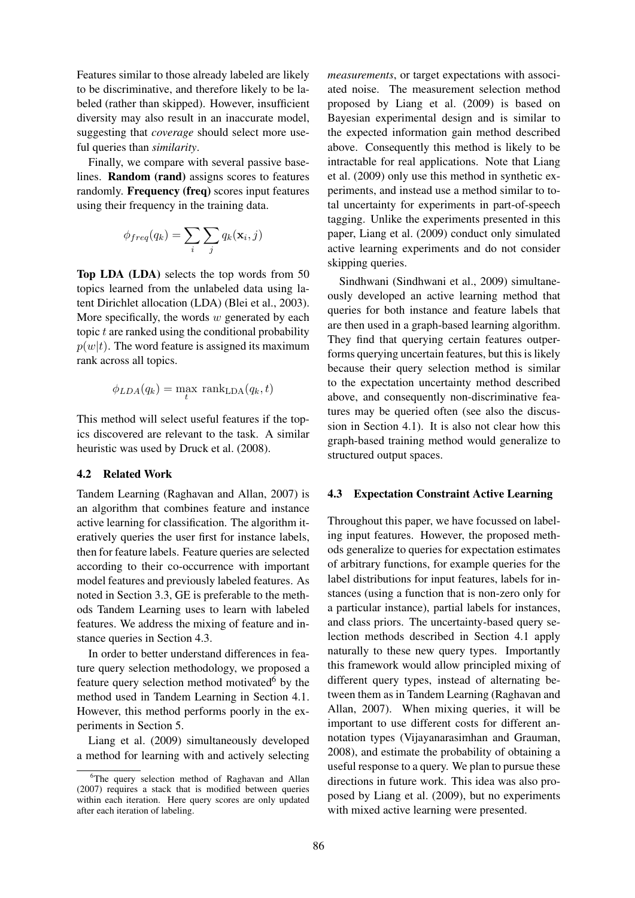Features similar to those already labeled are likely to be discriminative, and therefore likely to be labeled (rather than skipped). However, insufficient diversity may also result in an inaccurate model, suggesting that *coverage* should select more useful queries than *similarity*.

Finally, we compare with several passive baselines. **Random (rand)** assigns scores to features randomly. **Frequency (freq)** scores input features using their frequency in the training data.

$$\phi_{freq}(q_k) = \sum_i \sum_j q_k(\mathbf{x}_i, j)$$

**Top LDA (LDA)** selects the top words from 50 topics learned from the unlabeled data using latent Dirichlet allocation (LDA) (Blei et al., 2003). More specifically, the words $w$ generated by each topic $t$ are ranked using the conditional probability $p(w|t)$. The word feature is assigned its maximum rank across all topics.

$$\phi_{LDA}(q_k) = \max_t \ \mathrm{rank}_{\mathrm{LDA}}(q_k, t)$$

This method will select useful features if the topics discovered are relevant to the task. A similar heuristic was used by Druck et al. (2008).

### 4.2 Related Work

Tandem Learning (Raghavan and Allan, 2007) is an algorithm that combines feature and instance active learning for classification. The algorithm iteratively queries the user first for instance labels, then for feature labels. Feature queries are selected according to their co-occurrence with important model features and previously labeled features. As noted in Section 3.3, GE is preferable to the methods Tandem Learning uses to learn with labeled features. We address the mixing of feature and instance queries in Section 4.3.

In order to better understand differences in feature query selection methodology, we proposed a feature query selection method motivated[6] by the method used in Tandem Learning in Section 4.1. However, this method performs poorly in the experiments in Section 5.

Liang et al. (2009) simultaneously developed a method for learning with and actively selecting *measurements*, or target expectations with associated noise. The measurement selection method proposed by Liang et al. (2009) is based on Bayesian experimental design and is similar to the expected information gain method described above. Consequently this method is likely to be intractable for real applications. Note that Liang et al. (2009) only use this method in synthetic experiments, and instead use a method similar to total uncertainty for experiments in part-of-speech tagging. Unlike the experiments presented in this paper, Liang et al. (2009) conduct only simulated active learning experiments and do not consider skipping queries.

Sindhwani (Sindhwani et al., 2009) simultaneously developed an active learning method that queries for both instance and feature labels that are then used in a graph-based learning algorithm. They find that querying certain features outperforms querying uncertain features, but this is likely because their query selection method is similar to the expectation uncertainty method described above, and consequently non-discriminative features may be queried often (see also the discussion in Section 4.1). It is also not clear how this graph-based training method would generalize to structured output spaces.

### 4.3 Expectation Constraint Active Learning

Throughout this paper, we have focussed on labeling input features. However, the proposed methods generalize to queries for expectation estimates of arbitrary functions, for example queries for the label distributions for input features, labels for instances (using a function that is non-zero only for a particular instance), partial labels for instances, and class priors. The uncertainty-based query selection methods described in Section 4.1 apply naturally to these new query types. Importantly this framework would allow principled mixing of different query types, instead of alternating between them as in Tandem Learning (Raghavan and Allan, 2007). When mixing queries, it will be important to use different costs for different annotation types (Vijayanarasimhan and Grauman, 2008), and estimate the probability of obtaining a useful response to a query. We plan to pursue these directions in future work. This idea was also proposed by Liang et al. (2009), but no experiments with mixed active learning were presented.

[6] The query selection method of Raghavan and Allan (2007) requires a stack that is modified between queries within each iteration. Here query scores are only updated after each iteration of labeling.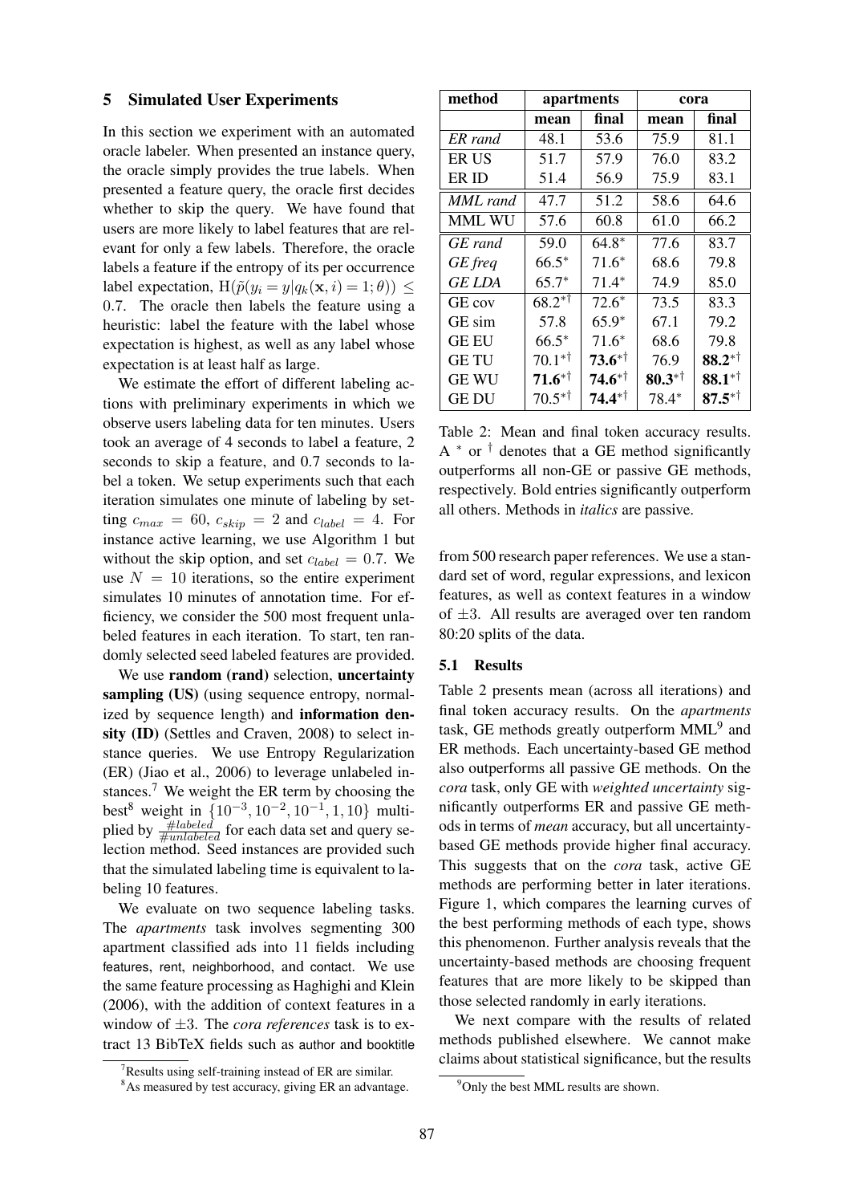## 5 Simulated User Experiments

In this section we experiment with an automated oracle labeler. When presented an instance query, the oracle simply provides the true labels. When presented a feature query, the oracle first decides whether to skip the query. We have found that users are more likely to label features that are relevant for only a few labels. Therefore, the oracle labels a feature if the entropy of its per occurrence label expectation, $\mathrm{H}(\tilde{p}(y_i = y | q_k(\mathbf{x}, i) = 1; \theta)) \leq 0.7$. The oracle then labels the feature using a heuristic: label the feature with the label whose expectation is highest, as well as any label whose expectation is at least half as large.

We estimate the effort of different labeling actions with preliminary experiments in which we observe users labeling data for ten minutes. Users took an average of 4 seconds to label a feature, 2 seconds to skip a feature, and 0.7 seconds to label a token. We setup experiments such that each iteration simulates one minute of labeling by setting $c_{max} = 60$, $c_{skip} = 2$ and $c_{label} = 4$. For instance active learning, we use Algorithm 1 but without the skip option, and set $c_{label} = 0.7$. We use $N = 10$ iterations, so the entire experiment simulates 10 minutes of annotation time. For efficiency, we consider the 500 most frequent unlabeled features in each iteration. To start, ten randomly selected seed labeled features are provided.

We use **random (rand)** selection, **uncertainty sampling (US)** (using sequence entropy, normalized by sequence length) and **information density (ID)** (Settles and Craven, 2008) to select instance queries. We use Entropy Regularization (ER) (Jiao et al., 2006) to leverage unlabeled instances.[7] We weight the ER term by choosing the best[8] weight in $\{10^{-3}, 10^{-2}, 10^{-1}, 1, 10\}$ multiplied by $\frac{\#labeled}{\#unlabeled}$ for each data set and query selection method. Seed instances are provided such that the simulated labeling time is equivalent to labeling 10 features.

We evaluate on two sequence labeling tasks. The *apartments* task involves segmenting 300 apartment classified ads into 11 fields including features, rent, neighborhood, and contact. We use the same feature processing as Haghighi and Klein (2006), with the addition of context features in a window of $\pm 3$. The *cora references* task is to extract 13 BibTeX fields such as author and booktitle from 500 research paper references. We use a standard set of word, regular expressions, and lexicon features, as well as context features in a window of $\pm 3$. All results are averaged over ten random 80:20 splits of the data.

[7] Results using self-training instead of ER are similar.

[8] As measured by test accuracy, giving ER an advantage.

| method | apartments | | cora | |
|---|---|---|---|---|
| | mean | final | mean | final |
| *ER rand* | 48.1 | 53.6 | 75.9 | 81.1 |
| ER US | 51.7 | 57.9 | 76.0 | 83.2 |
| ER ID | 51.4 | 56.9 | 75.9 | 83.1 |
| *MML rand* | 47.7 | 51.2 | 58.6 | 64.6 |
| MML WU | 57.6 | 60.8 | 61.0 | 66.2 |
| *GE rand* | 59.0 | 64.8$^*$ | 77.6 | 83.7 |
| *GE freq* | 66.5$^*$ | 71.6$^*$ | 68.6 | 79.8 |
| *GE LDA* | 65.7$^*$ | 71.4$^*$ | 74.9 | 85.0 |
| GE cov | 68.2$^{*\dagger}$ | 72.6$^*$ | 73.5 | 83.3 |
| GE sim | 57.8 | 65.9$^*$ | 67.1 | 79.2 |
| GE EU | 66.5$^*$ | 71.6$^*$ | 68.6 | 79.8 |
| GE TU | 70.1$^{*\dagger}$ | **73.6**$^{*\dagger}$ | 76.9 | **88.2**$^{*\dagger}$ |
| GE WU | **71.6**$^{*\dagger}$ | **74.6**$^{*\dagger}$ | **80.3**$^{*\dagger}$ | **88.1**$^{*\dagger}$ |
| GE DU | 70.5$^{*\dagger}$ | **74.4**$^{*\dagger}$ | 78.4$^*$ | **87.5**$^{*\dagger}$ |

Table 2: Mean and final token accuracy results. A $^*$ or $^\dagger$ denotes that a GE method significantly outperforms all non-GE or passive GE methods, respectively. Bold entries significantly outperform all others. Methods in *italics* are passive.

### 5.1 Results

Table 2 presents mean (across all iterations) and final token accuracy results. On the *apartments* task, GE methods greatly outperform MML[9] and ER methods. Each uncertainty-based GE method also outperforms all passive GE methods. On the *cora* task, only GE with *weighted uncertainty* significantly outperforms ER and passive GE methods in terms of *mean* accuracy, but all uncertainty-based GE methods provide higher final accuracy. This suggests that on the *cora* task, active GE methods are performing better in later iterations. Figure 1, which compares the learning curves of the best performing methods of each type, shows this phenomenon. Further analysis reveals that the uncertainty-based methods are choosing frequent features that are more likely to be skipped than those selected randomly in early iterations.

We next compare with the results of related methods published elsewhere. We cannot make claims about statistical significance, but the results

[9] Only the best MML results are shown.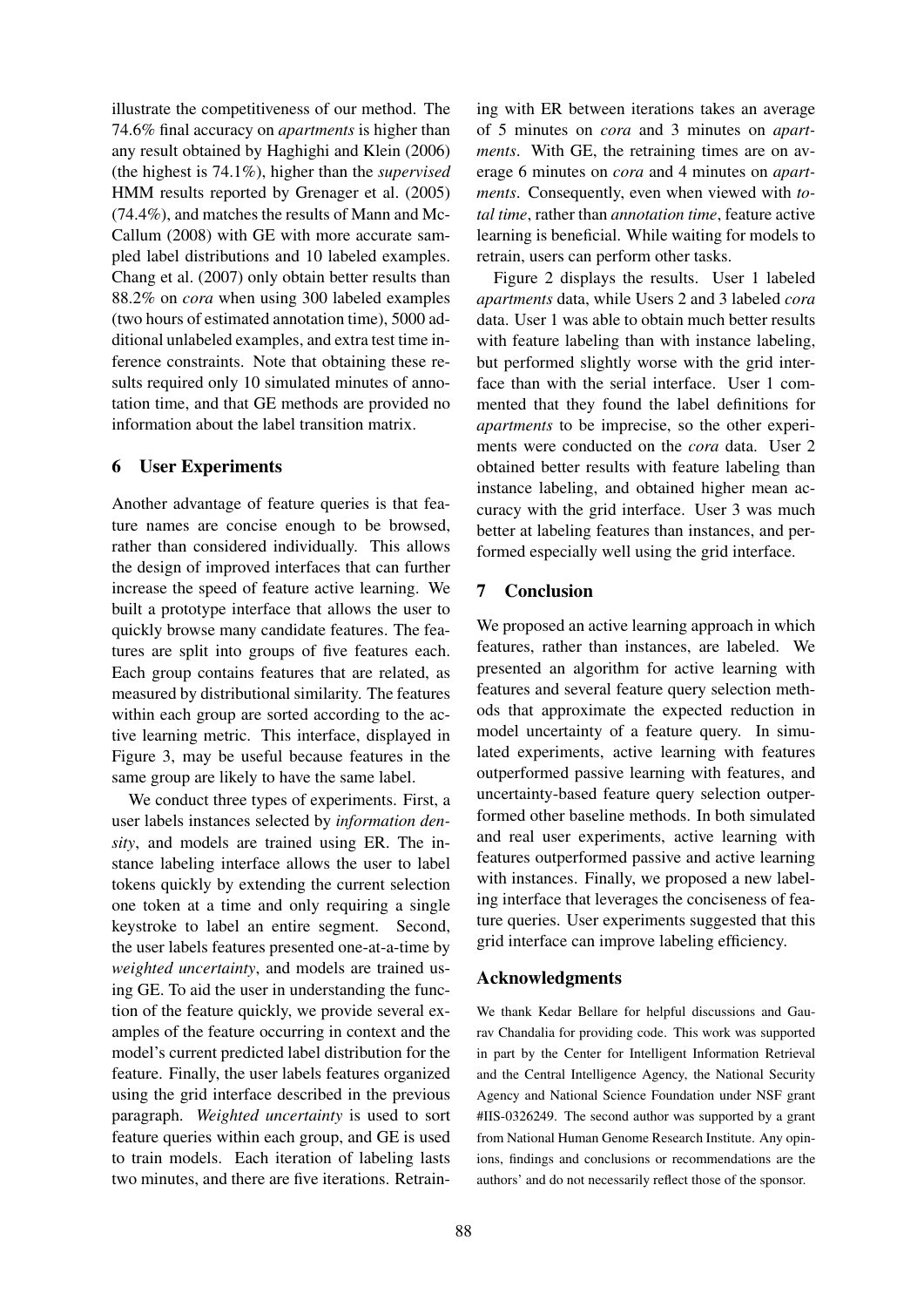illustrate the competitiveness of our method. The 74.6% final accuracy on *apartments* is higher than any result obtained by Haghighi and Klein (2006) (the highest is 74.1%), higher than the *supervised* HMM results reported by Grenager et al. (2005) (74.4%), and matches the results of Mann and McCallum (2008) with GE with more accurate sampled label distributions and 10 labeled examples. Chang et al. (2007) only obtain better results than 88.2% on *cora* when using 300 labeled examples (two hours of estimated annotation time), 5000 additional unlabeled examples, and extra test time inference constraints. Note that obtaining these results required only 10 simulated minutes of annotation time, and that GE methods are provided no information about the label transition matrix.

## 6 User Experiments

Another advantage of feature queries is that feature names are concise enough to be browsed, rather than considered individually. This allows the design of improved interfaces that can further increase the speed of feature active learning. We built a prototype interface that allows the user to quickly browse many candidate features. The features are split into groups of five features each. Each group contains features that are related, as measured by distributional similarity. The features within each group are sorted according to the active learning metric. This interface, displayed in Figure 3, may be useful because features in the same group are likely to have the same label.

We conduct three types of experiments. First, a user labels instances selected by *information density*, and models are trained using ER. The instance labeling interface allows the user to label tokens quickly by extending the current selection one token at a time and only requiring a single keystroke to label an entire segment. Second, the user labels features presented one-at-a-time by *weighted uncertainty*, and models are trained using GE. To aid the user in understanding the function of the feature quickly, we provide several examples of the feature occurring in context and the model's current predicted label distribution for the feature. Finally, the user labels features organized using the grid interface described in the previous paragraph. *Weighted uncertainty* is used to sort feature queries within each group, and GE is used to train models. Each iteration of labeling lasts two minutes, and there are five iterations. Retraining with ER between iterations takes an average of 5 minutes on *cora* and 3 minutes on *apartments*. With GE, the retraining times are on average 6 minutes on *cora* and 4 minutes on *apartments*. Consequently, even when viewed with *total time*, rather than *annotation time*, feature active learning is beneficial. While waiting for models to retrain, users can perform other tasks.

Figure 2 displays the results. User 1 labeled *apartments* data, while Users 2 and 3 labeled *cora* data. User 1 was able to obtain much better results with feature labeling than with instance labeling, but performed slightly worse with the grid interface than with the serial interface. User 1 commented that they found the label definitions for *apartments* to be imprecise, so the other experiments were conducted on the *cora* data. User 2 obtained better results with feature labeling than instance labeling, and obtained higher mean accuracy with the grid interface. User 3 was much better at labeling features than instances, and performed especially well using the grid interface.

## 7 Conclusion

We proposed an active learning approach in which features, rather than instances, are labeled. We presented an algorithm for active learning with features and several feature query selection methods that approximate the expected reduction in model uncertainty of a feature query. In simulated experiments, active learning with features outperformed passive learning with features, and uncertainty-based feature query selection outperformed other baseline methods. In both simulated and real user experiments, active learning with features outperformed passive and active learning with instances. Finally, we proposed a new labeling interface that leverages the conciseness of feature queries. User experiments suggested that this grid interface can improve labeling efficiency.

## Acknowledgments

We thank Kedar Bellare for helpful discussions and Gaurav Chandalia for providing code. This work was supported in part by the Center for Intelligent Information Retrieval and the Central Intelligence Agency, the National Security Agency and National Science Foundation under NSF grant #IIS-0326249. The second author was supported by a grant from National Human Genome Research Institute. Any opinions, findings and conclusions or recommendations are the authors' and do not necessarily reflect those of the sponsor.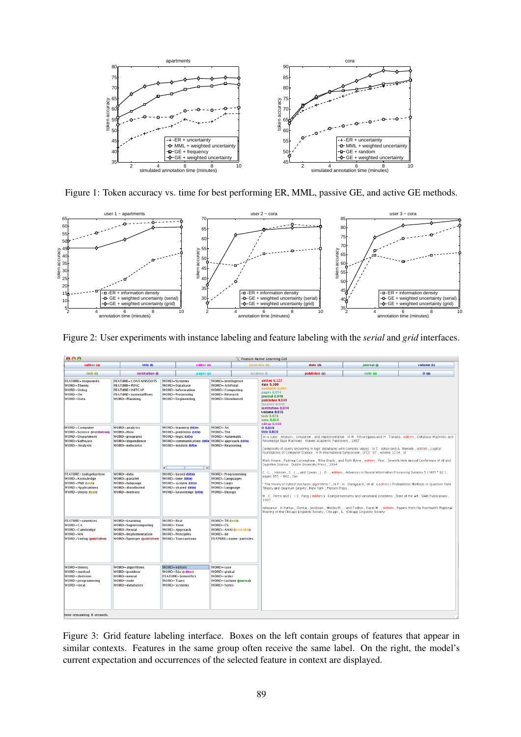Figure 1: Token accuracy vs. time for best performing ER, MML, passive GE, and active GE methods.

Figure 2: User experiments with instance labeling and feature labeling with the *serial* and *grid* interfaces.

Figure 3: Grid feature labeling interface. Boxes on the left contain groups of features that appear in similar contexts. Features in the same group often receive the same label. On the right, the model's current expectation and occurrences of the selected feature in context are displayed.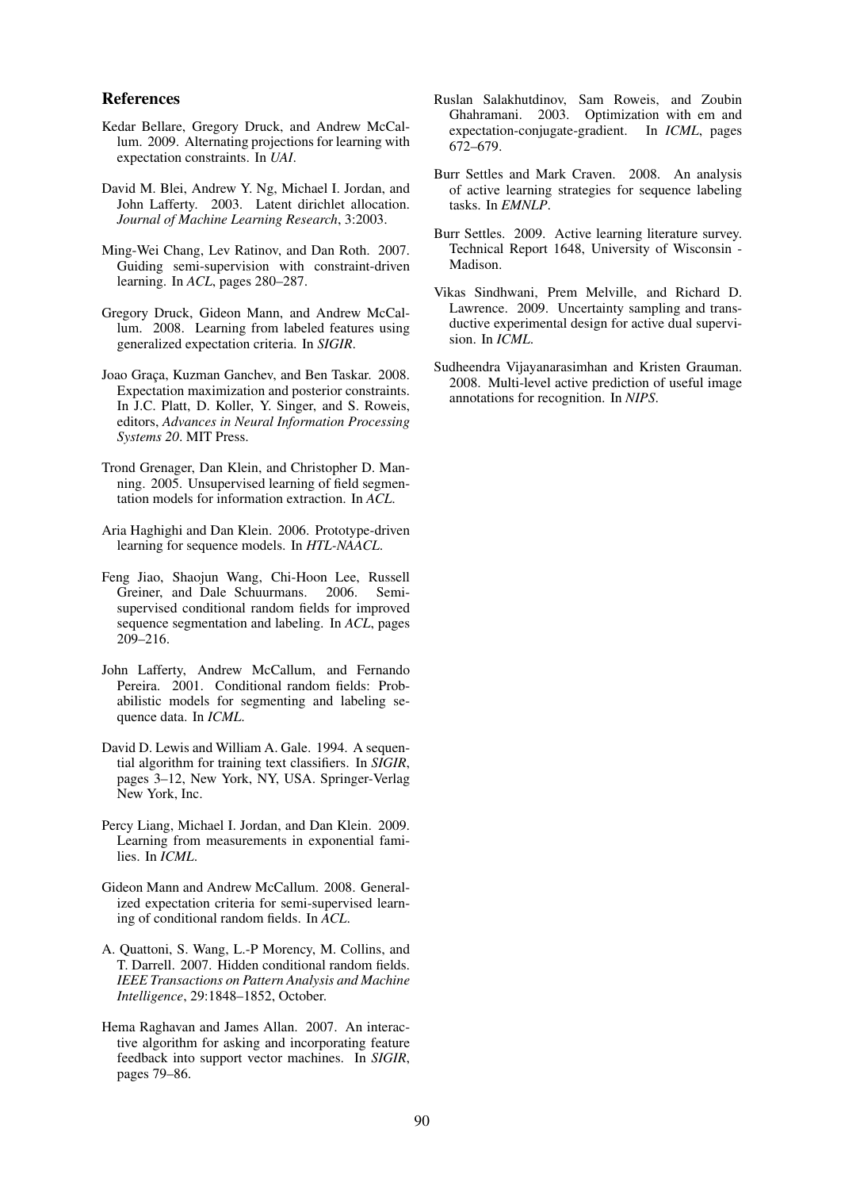## References

Kedar Bellare, Gregory Druck, and Andrew McCallum. 2009. Alternating projections for learning with expectation constraints. In *UAI*.

David M. Blei, Andrew Y. Ng, Michael I. Jordan, and John Lafferty. 2003. Latent dirichlet allocation. *Journal of Machine Learning Research*, 3:2003.

Ming-Wei Chang, Lev Ratinov, and Dan Roth. 2007. Guiding semi-supervision with constraint-driven learning. In *ACL*, pages 280–287.

Gregory Druck, Gideon Mann, and Andrew McCallum. 2008. Learning from labeled features using generalized expectation criteria. In *SIGIR*.

Joao Graça, Kuzman Ganchev, and Ben Taskar. 2008. Expectation maximization and posterior constraints. In J.C. Platt, D. Koller, Y. Singer, and S. Roweis, editors, *Advances in Neural Information Processing Systems 20*. MIT Press.

Trond Grenager, Dan Klein, and Christopher D. Manning. 2005. Unsupervised learning of field segmentation models for information extraction. In *ACL*.

Aria Haghighi and Dan Klein. 2006. Prototype-driven learning for sequence models. In *HTL-NAACL*.

Feng Jiao, Shaojun Wang, Chi-Hoon Lee, Russell Greiner, and Dale Schuurmans. 2006. Semi-supervised conditional random fields for improved sequence segmentation and labeling. In *ACL*, pages 209–216.

John Lafferty, Andrew McCallum, and Fernando Pereira. 2001. Conditional random fields: Probabilistic models for segmenting and labeling sequence data. In *ICML*.

David D. Lewis and William A. Gale. 1994. A sequential algorithm for training text classifiers. In *SIGIR*, pages 3–12, New York, NY, USA. Springer-Verlag New York, Inc.

Percy Liang, Michael I. Jordan, and Dan Klein. 2009. Learning from measurements in exponential families. In *ICML*.

Gideon Mann and Andrew McCallum. 2008. Generalized expectation criteria for semi-supervised learning of conditional random fields. In *ACL*.

A. Quattoni, S. Wang, L.-P Morency, M. Collins, and T. Darrell. 2007. Hidden conditional random fields. *IEEE Transactions on Pattern Analysis and Machine Intelligence*, 29:1848–1852, October.

Hema Raghavan and James Allan. 2007. An interactive algorithm for asking and incorporating feature feedback into support vector machines. In *SIGIR*, pages 79–86.

Ruslan Salakhutdinov, Sam Roweis, and Zoubin Ghahramani. 2003. Optimization with em and expectation-conjugate-gradient. In *ICML*, pages 672–679.

Burr Settles and Mark Craven. 2008. An analysis of active learning strategies for sequence labeling tasks. In *EMNLP*.

Burr Settles. 2009. Active learning literature survey. Technical Report 1648, University of Wisconsin - Madison.

Vikas Sindhwani, Prem Melville, and Richard D. Lawrence. 2009. Uncertainty sampling and transductive experimental design for active dual supervision. In *ICML*.

Sudheendra Vijayanarasimhan and Kristen Grauman. 2008. Multi-level active prediction of useful image annotations for recognition. In *NIPS*.